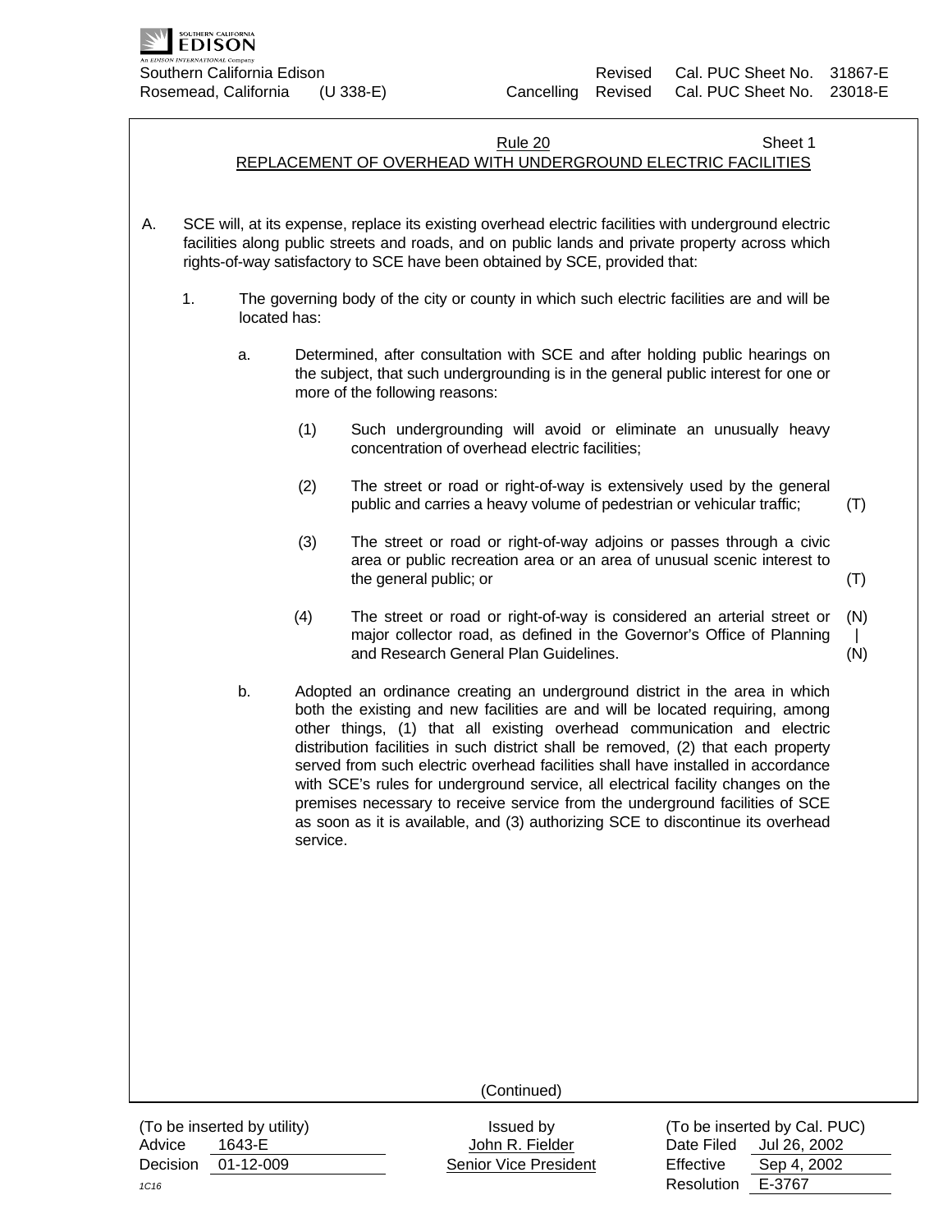Southern California Edison Revised Cal. PUC Sheet No. 31867-E
Rosemead, California (U 338-E) Cancelling Revised Cal. PUC Sheet No. 23018-E

Rule 20 Sheet 1

## REPLACEMENT OF OVERHEAD WITH UNDERGROUND ELECTRIC FACILITIES

A. SCE will, at its expense, replace its existing overhead electric facilities with underground electric facilities along public streets and roads, and on public lands and private property across which rights-of-way satisfactory to SCE have been obtained by SCE, provided that:

1. The governing body of the city or county in which such electric facilities are and will be located has:

   a. Determined, after consultation with SCE and after holding public hearings on the subject, that such undergrounding is in the general public interest for one or more of the following reasons:

      (1) Such undergrounding will avoid or eliminate an unusually heavy concentration of overhead electric facilities;

      (2) The street or road or right-of-way is extensively used by the general public and carries a heavy volume of pedestrian or vehicular traffic; (T)

      (3) The street or road or right-of-way adjoins or passes through a civic area or public recreation area or an area of unusual scenic interest to the general public; or (T)

      (4) The street or road or right-of-way is considered an arterial street or major collector road, as defined in the Governor's Office of Planning and Research General Plan Guidelines. (N)

   b. Adopted an ordinance creating an underground district in the area in which both the existing and new facilities are and will be located requiring, among other things, (1) that all existing overhead communication and electric distribution facilities in such district shall be removed, (2) that each property served from such electric overhead facilities shall have installed in accordance with SCE's rules for underground service, all electrical facility changes on the premises necessary to receive service from the underground facilities of SCE as soon as it is available, and (3) authorizing SCE to discontinue its overhead service.

(Continued)

| (To be inserted by utility) | Issued by | (To be inserted by Cal. PUC) |
|---|---|---|
| Advice 1643-E | John R. Fielder | Date Filed Jul 26, 2002 |
| Decision 01-12-009 | Senior Vice President | Effective Sep 4, 2002 |
| 1C16 | | Resolution E-3767 |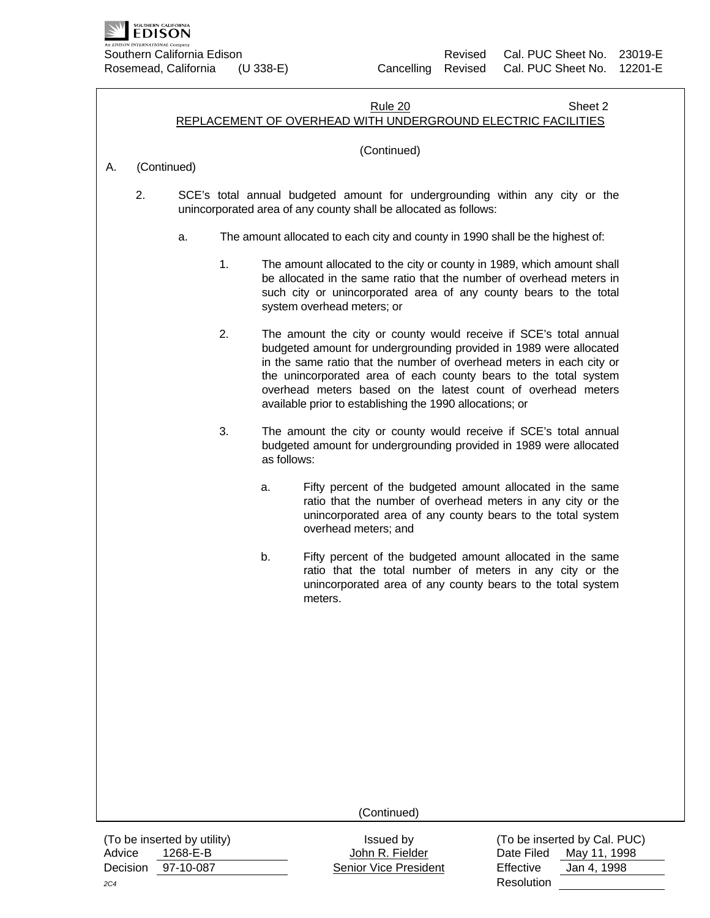Rule 20 Sheet 2

## REPLACEMENT OF OVERHEAD WITH UNDERGROUND ELECTRIC FACILITIES

(Continued)

A. (Continued)

2. SCE's total annual budgeted amount for undergrounding within any city or the unincorporated area of any county shall be allocated as follows:

   a. The amount allocated to each city and county in 1990 shall be the highest of:

      1. The amount allocated to the city or county in 1989, which amount shall be allocated in the same ratio that the number of overhead meters in such city or unincorporated area of any county bears to the total system overhead meters; or

      2. The amount the city or county would receive if SCE's total annual budgeted amount for undergrounding provided in 1989 were allocated in the same ratio that the number of overhead meters in each city or the unincorporated area of each county bears to the total system overhead meters based on the latest count of overhead meters available prior to establishing the 1990 allocations; or

      3. The amount the city or county would receive if SCE's total annual budgeted amount for undergrounding provided in 1989 were allocated as follows:

         a. Fifty percent of the budgeted amount allocated in the same ratio that the number of overhead meters in any city or the unincorporated area of any county bears to the total system overhead meters; and

         b. Fifty percent of the budgeted amount allocated in the same ratio that the total number of meters in any city or the unincorporated area of any county bears to the total system meters.

(Continued)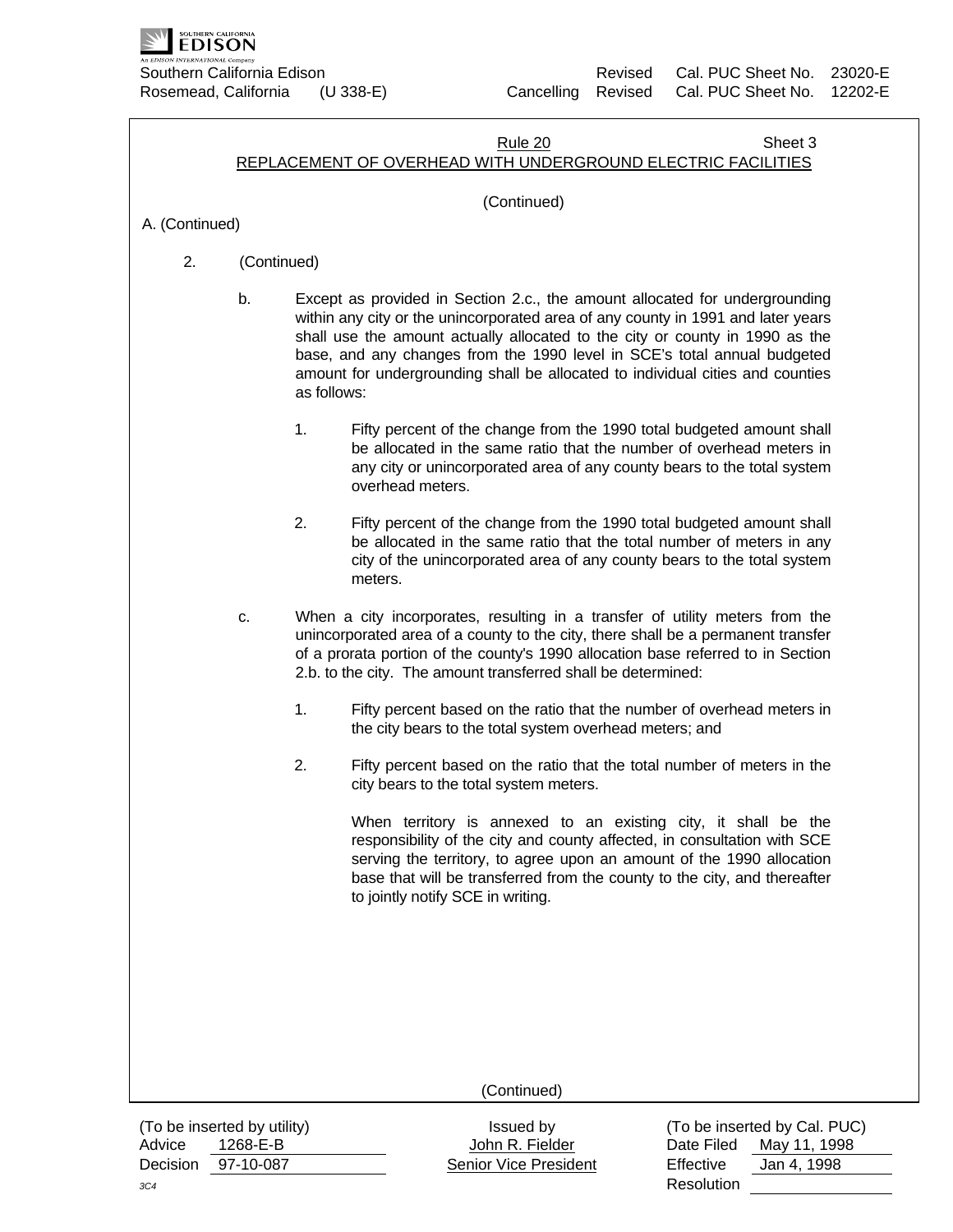Rule 20 Sheet 3

REPLACEMENT OF OVERHEAD WITH UNDERGROUND ELECTRIC FACILITIES

(Continued)

A. (Continued)

2. (Continued)

   b. Except as provided in Section 2.c., the amount allocated for undergrounding within any city or the unincorporated area of any county in 1991 and later years shall use the amount actually allocated to the city or county in 1990 as the base, and any changes from the 1990 level in SCE's total annual budgeted amount for undergrounding shall be allocated to individual cities and counties as follows:

      1. Fifty percent of the change from the 1990 total budgeted amount shall be allocated in the same ratio that the number of overhead meters in any city or unincorporated area of any county bears to the total system overhead meters.

      2. Fifty percent of the change from the 1990 total budgeted amount shall be allocated in the same ratio that the total number of meters in any city of the unincorporated area of any county bears to the total system meters.

   c. When a city incorporates, resulting in a transfer of utility meters from the unincorporated area of a county to the city, there shall be a permanent transfer of a prorata portion of the county's 1990 allocation base referred to in Section 2.b. to the city. The amount transferred shall be determined:

      1. Fifty percent based on the ratio that the number of overhead meters in the city bears to the total system overhead meters; and

      2. Fifty percent based on the ratio that the total number of meters in the city bears to the total system meters.

      When territory is annexed to an existing city, it shall be the responsibility of the city and county affected, in consultation with SCE serving the territory, to agree upon an amount of the 1990 allocation base that will be transferred from the county to the city, and thereafter to jointly notify SCE in writing.

(Continued)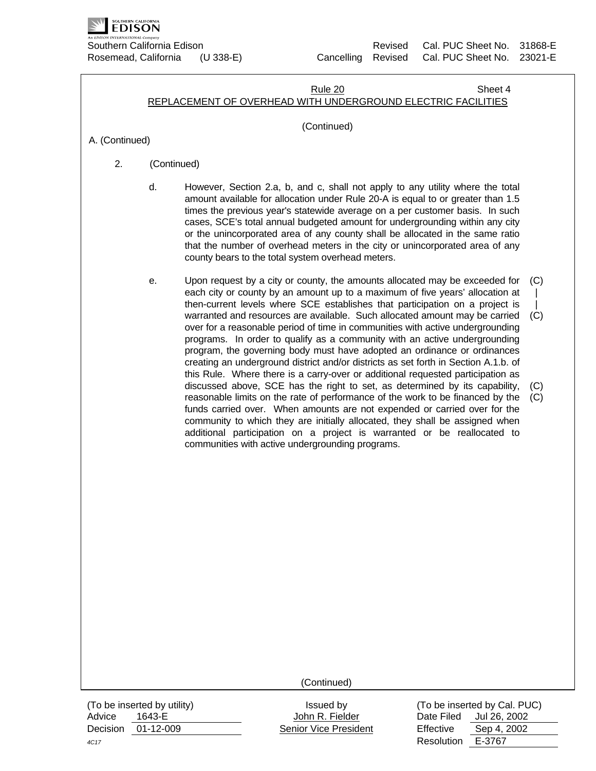Southern California Edison — Revised Cal. PUC Sheet No. 31868-E
Rosemead, California (U 338-E) — Cancelling Revised Cal. PUC Sheet No. 23021-E

Rule 20 — Sheet 4

REPLACEMENT OF OVERHEAD WITH UNDERGROUND ELECTRIC FACILITIES

(Continued)

A. (Continued)

2. (Continued)

d. However, Section 2.a, b, and c, shall not apply to any utility where the total amount available for allocation under Rule 20-A is equal to or greater than 1.5 times the previous year's statewide average on a per customer basis. In such cases, SCE's total annual budgeted amount for undergrounding within any city or the unincorporated area of any county shall be allocated in the same ratio that the number of overhead meters in the city or unincorporated area of any county bears to the total system overhead meters.

e. Upon request by a city or county, the amounts allocated may be exceeded for each city or county by an amount up to a maximum of five years' allocation at then-current levels where SCE establishes that participation on a project is warranted and resources are available. Such allocated amount may be carried over for a reasonable period of time in communities with active undergrounding programs. In order to qualify as a community with an active undergrounding program, the governing body must have adopted an ordinance or ordinances creating an underground district and/or districts as set forth in Section A.1.b. of this Rule. Where there is a carry-over or additional requested participation as discussed above, SCE has the right to set, as determined by its capability, reasonable limits on the rate of performance of the work to be financed by the funds carried over. When amounts are not expended or carried over for the community to which they are initially allocated, they shall be assigned when additional participation on a project is warranted or be reallocated to communities with active undergrounding programs. (C)

(Continued)

| (To be inserted by utility) | Issued by | (To be inserted by Cal. PUC) |
|---|---|---|
| Advice 1643-E | John R. Fielder | Date Filed Jul 26, 2002 |
| Decision 01-12-009 | Senior Vice President | Effective Sep 4, 2002 |
| 4C17 | | Resolution E-3767 |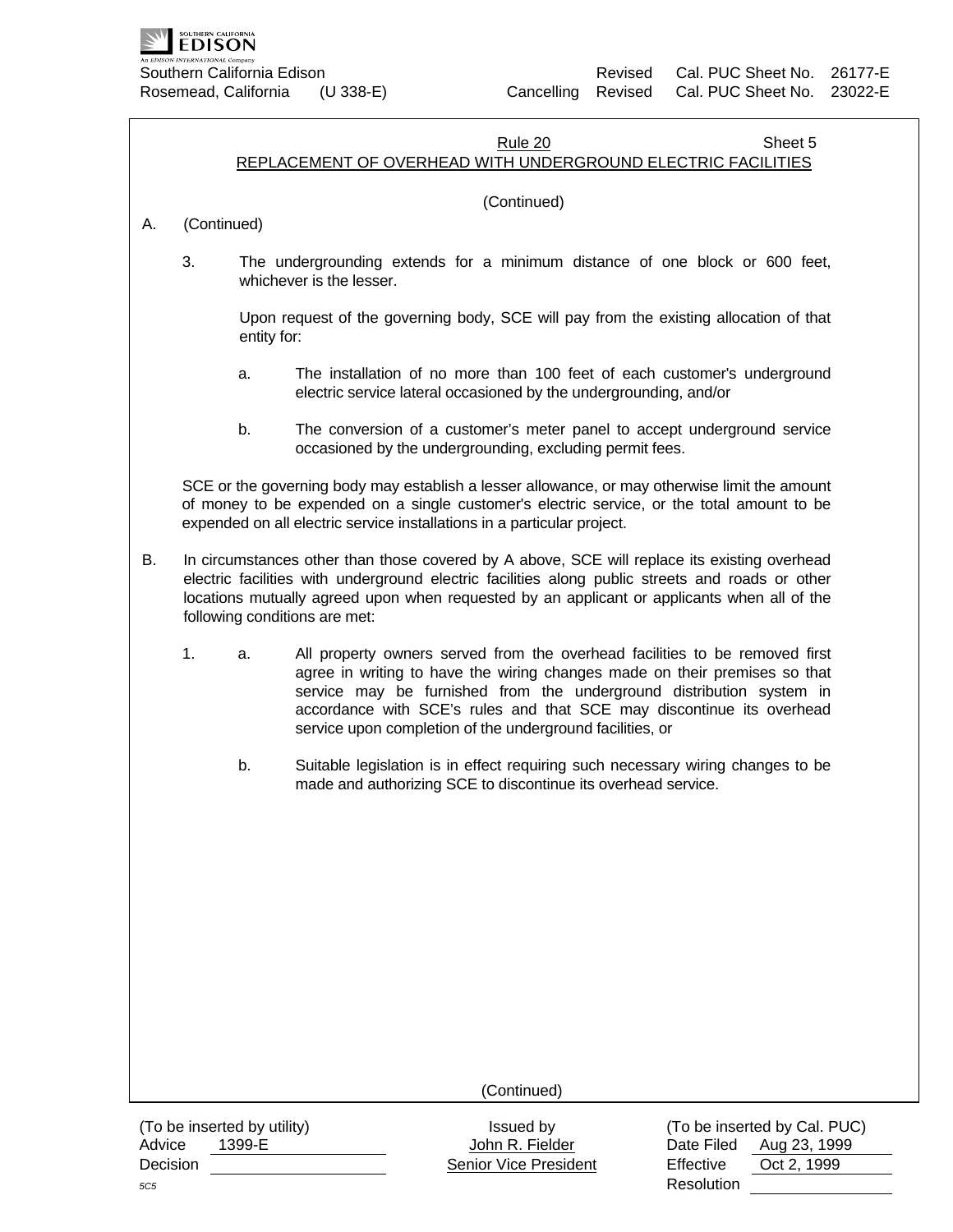## Rule 20

### REPLACEMENT OF OVERHEAD WITH UNDERGROUND ELECTRIC FACILITIES

(Continued)

A. (Continued)

3. The undergrounding extends for a minimum distance of one block or 600 feet, whichever is the lesser.

   Upon request of the governing body, SCE will pay from the existing allocation of that entity for:

   a. The installation of no more than 100 feet of each customer's underground electric service lateral occasioned by the undergrounding, and/or

   b. The conversion of a customer's meter panel to accept underground service occasioned by the undergrounding, excluding permit fees.

SCE or the governing body may establish a lesser allowance, or may otherwise limit the amount of money to be expended on a single customer's electric service, or the total amount to be expended on all electric service installations in a particular project.

B. In circumstances other than those covered by A above, SCE will replace its existing overhead electric facilities with underground electric facilities along public streets and roads or other locations mutually agreed upon when requested by an applicant or applicants when all of the following conditions are met:

1. a. All property owners served from the overhead facilities to be removed first agree in writing to have the wiring changes made on their premises so that service may be furnished from the underground distribution system in accordance with SCE's rules and that SCE may discontinue its overhead service upon completion of the underground facilities, or

   b. Suitable legislation is in effect requiring such necessary wiring changes to be made and authorizing SCE to discontinue its overhead service.

(Continued)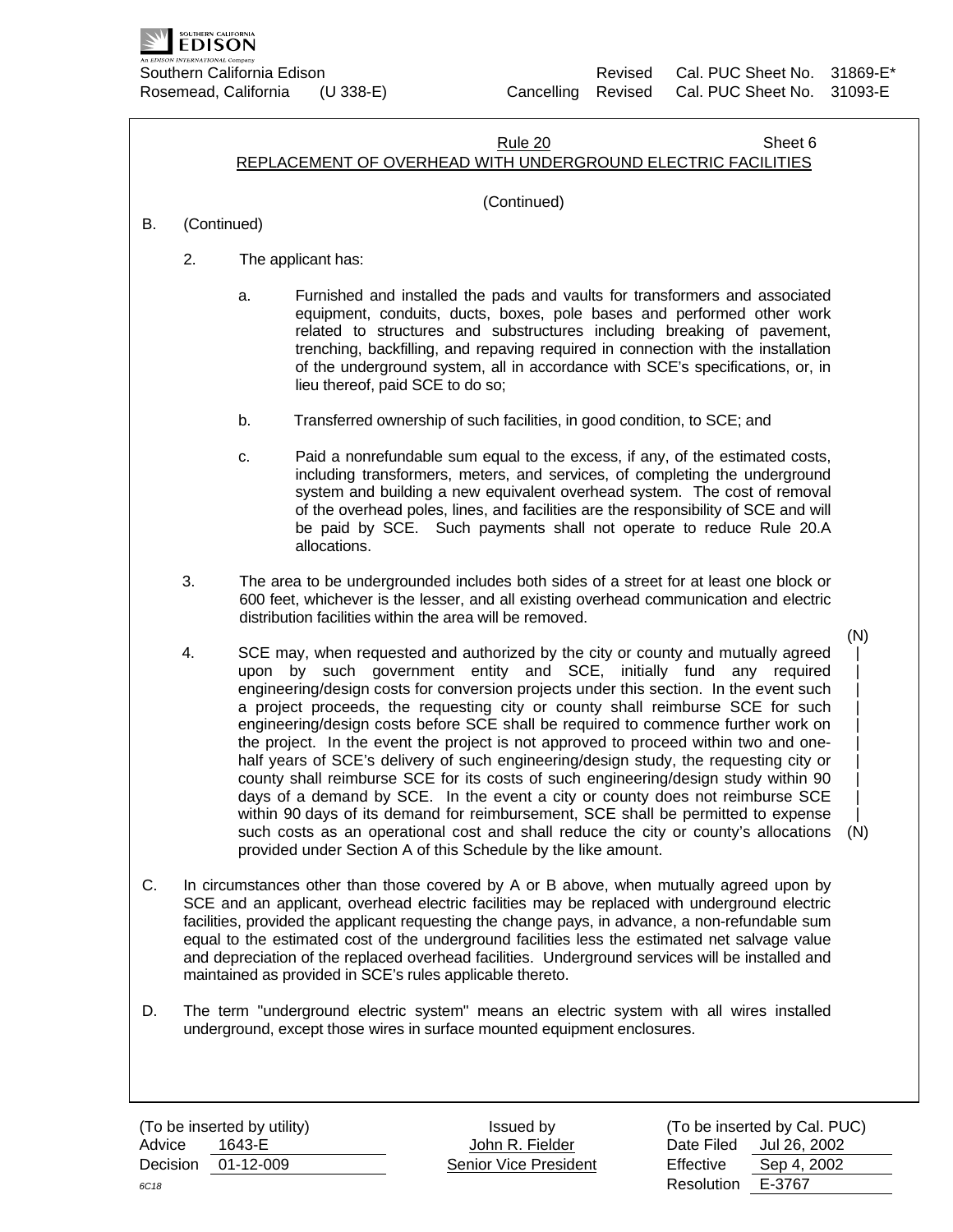Southern California Edison Revised Cal. PUC Sheet No. 31869-E*
Rosemead, California (U 338-E) Cancelling Revised Cal. PUC Sheet No. 31093-E

Rule 20 Sheet 6

REPLACEMENT OF OVERHEAD WITH UNDERGROUND ELECTRIC FACILITIES

(Continued)

B. (Continued)

2. The applicant has:

   a. Furnished and installed the pads and vaults for transformers and associated equipment, conduits, ducts, boxes, pole bases and performed other work related to structures and substructures including breaking of pavement, trenching, backfilling, and repaving required in connection with the installation of the underground system, all in accordance with SCE's specifications, or, in lieu thereof, paid SCE to do so;

   b. Transferred ownership of such facilities, in good condition, to SCE; and

   c. Paid a nonrefundable sum equal to the excess, if any, of the estimated costs, including transformers, meters, and services, of completing the underground system and building a new equivalent overhead system. The cost of removal of the overhead poles, lines, and facilities are the responsibility of SCE and will be paid by SCE. Such payments shall not operate to reduce Rule 20.A allocations.

3. The area to be undergrounded includes both sides of a street for at least one block or 600 feet, whichever is the lesser, and all existing overhead communication and electric distribution facilities within the area will be removed.

4. SCE may, when requested and authorized by the city or county and mutually agreed upon by such government entity and SCE, initially fund any required engineering/design costs for conversion projects under this section. In the event such a project proceeds, the requesting city or county shall reimburse SCE for such engineering/design costs before SCE shall be required to commence further work on the project. In the event the project is not approved to proceed within two and one-half years of SCE's delivery of such engineering/design study, the requesting city or county shall reimburse SCE for its costs of such engineering/design study within 90 days of a demand by SCE. In the event a city or county does not reimburse SCE within 90 days of its demand for reimbursement, SCE shall be permitted to expense such costs as an operational cost and shall reduce the city or county's allocations provided under Section A of this Schedule by the like amount. (N)

C. In circumstances other than those covered by A or B above, when mutually agreed upon by SCE and an applicant, overhead electric facilities may be replaced with underground electric facilities, provided the applicant requesting the change pays, in advance, a non-refundable sum equal to the estimated cost of the underground facilities less the estimated net salvage value and depreciation of the replaced overhead facilities. Underground services will be installed and maintained as provided in SCE's rules applicable thereto.

D. The term "underground electric system" means an electric system with all wires installed underground, except those wires in surface mounted equipment enclosures.

| (To be inserted by utility) | Issued by | (To be inserted by Cal. PUC) |
|---|---|---|
| Advice 1643-E | John R. Fielder | Date Filed Jul 26, 2002 |
| Decision 01-12-009 | Senior Vice President | Effective Sep 4, 2002 |
| 6C18 | | Resolution E-3767 |